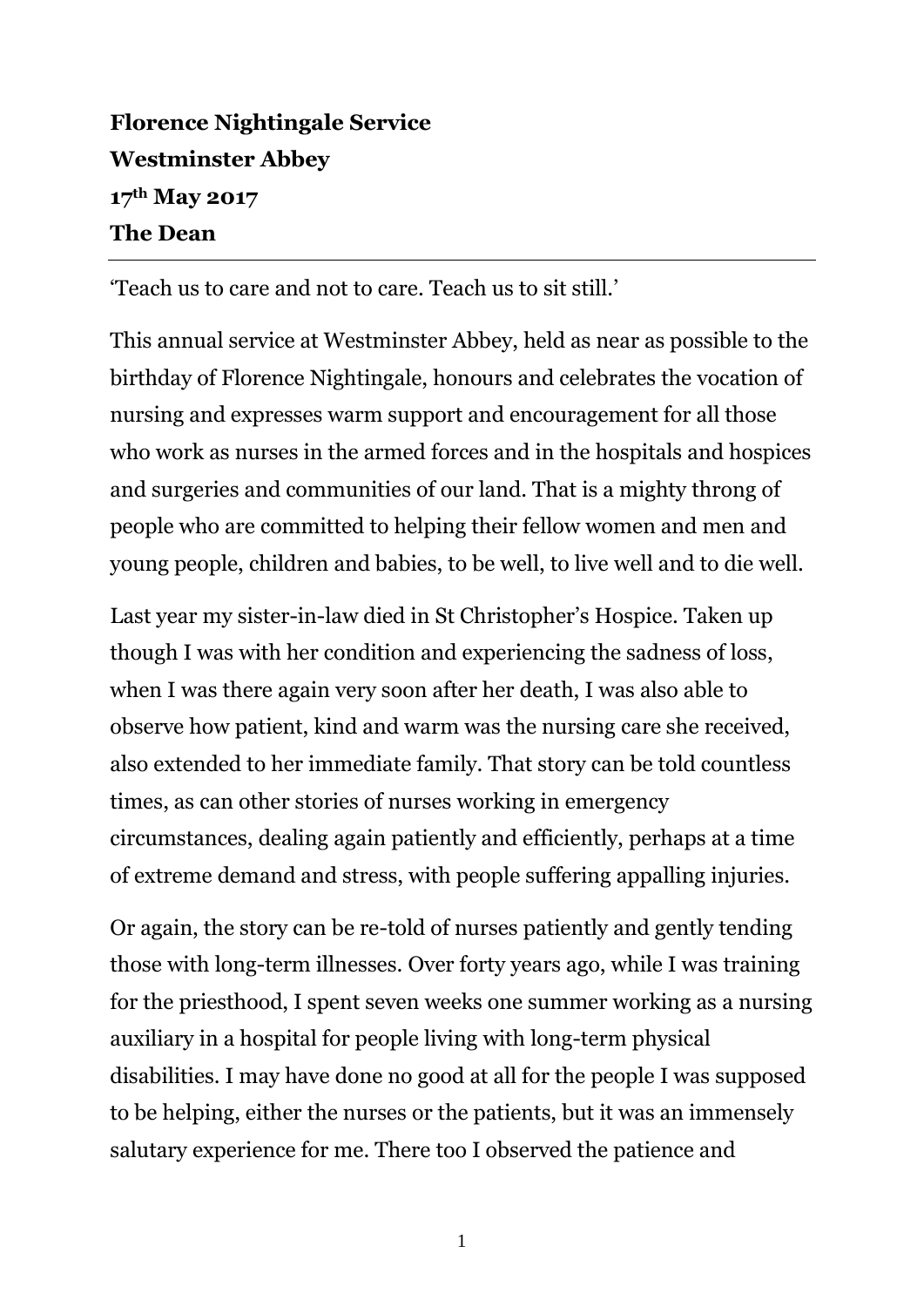**Florence Nightingale Service**

**Westminster Abbey**

**17th May 2017**

**The Dean**

---

'Teach us to care and not to care. Teach us to sit still.'

This annual service at Westminster Abbey, held as near as possible to the birthday of Florence Nightingale, honours and celebrates the vocation of nursing and expresses warm support and encouragement for all those who work as nurses in the armed forces and in the hospitals and hospices and surgeries and communities of our land. That is a mighty throng of people who are committed to helping their fellow women and men and young people, children and babies, to be well, to live well and to die well.

Last year my sister-in-law died in St Christopher's Hospice. Taken up though I was with her condition and experiencing the sadness of loss, when I was there again very soon after her death, I was also able to observe how patient, kind and warm was the nursing care she received, also extended to her immediate family. That story can be told countless times, as can other stories of nurses working in emergency circumstances, dealing again patiently and efficiently, perhaps at a time of extreme demand and stress, with people suffering appalling injuries.

Or again, the story can be re-told of nurses patiently and gently tending those with long-term illnesses. Over forty years ago, while I was training for the priesthood, I spent seven weeks one summer working as a nursing auxiliary in a hospital for people living with long-term physical disabilities. I may have done no good at all for the people I was supposed to be helping, either the nurses or the patients, but it was an immensely salutary experience for me. There too I observed the patience and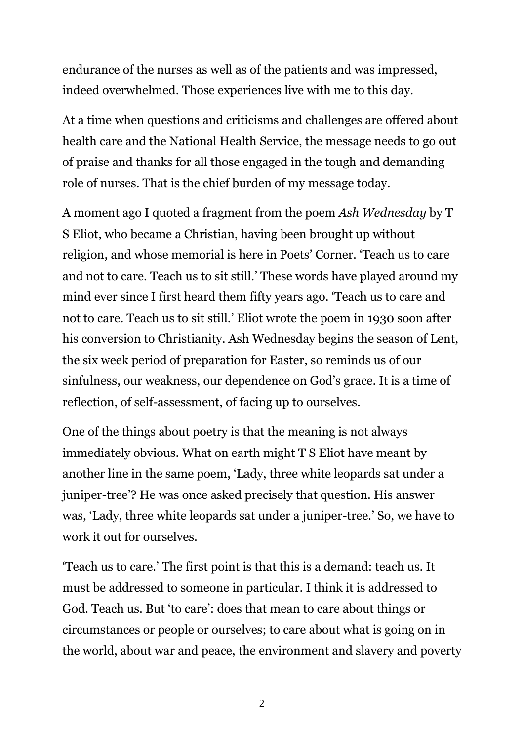endurance of the nurses as well as of the patients and was impressed, indeed overwhelmed. Those experiences live with me to this day.

At a time when questions and criticisms and challenges are offered about health care and the National Health Service, the message needs to go out of praise and thanks for all those engaged in the tough and demanding role of nurses. That is the chief burden of my message today.

A moment ago I quoted a fragment from the poem *Ash Wednesday* by T S Eliot, who became a Christian, having been brought up without religion, and whose memorial is here in Poets' Corner. 'Teach us to care and not to care. Teach us to sit still.' These words have played around my mind ever since I first heard them fifty years ago. 'Teach us to care and not to care. Teach us to sit still.' Eliot wrote the poem in 1930 soon after his conversion to Christianity. Ash Wednesday begins the season of Lent, the six week period of preparation for Easter, so reminds us of our sinfulness, our weakness, our dependence on God's grace. It is a time of reflection, of self-assessment, of facing up to ourselves.

One of the things about poetry is that the meaning is not always immediately obvious. What on earth might T S Eliot have meant by another line in the same poem, 'Lady, three white leopards sat under a juniper-tree'? He was once asked precisely that question. His answer was, 'Lady, three white leopards sat under a juniper-tree.' So, we have to work it out for ourselves.

'Teach us to care.' The first point is that this is a demand: teach us. It must be addressed to someone in particular. I think it is addressed to God. Teach us. But 'to care': does that mean to care about things or circumstances or people or ourselves; to care about what is going on in the world, about war and peace, the environment and slavery and poverty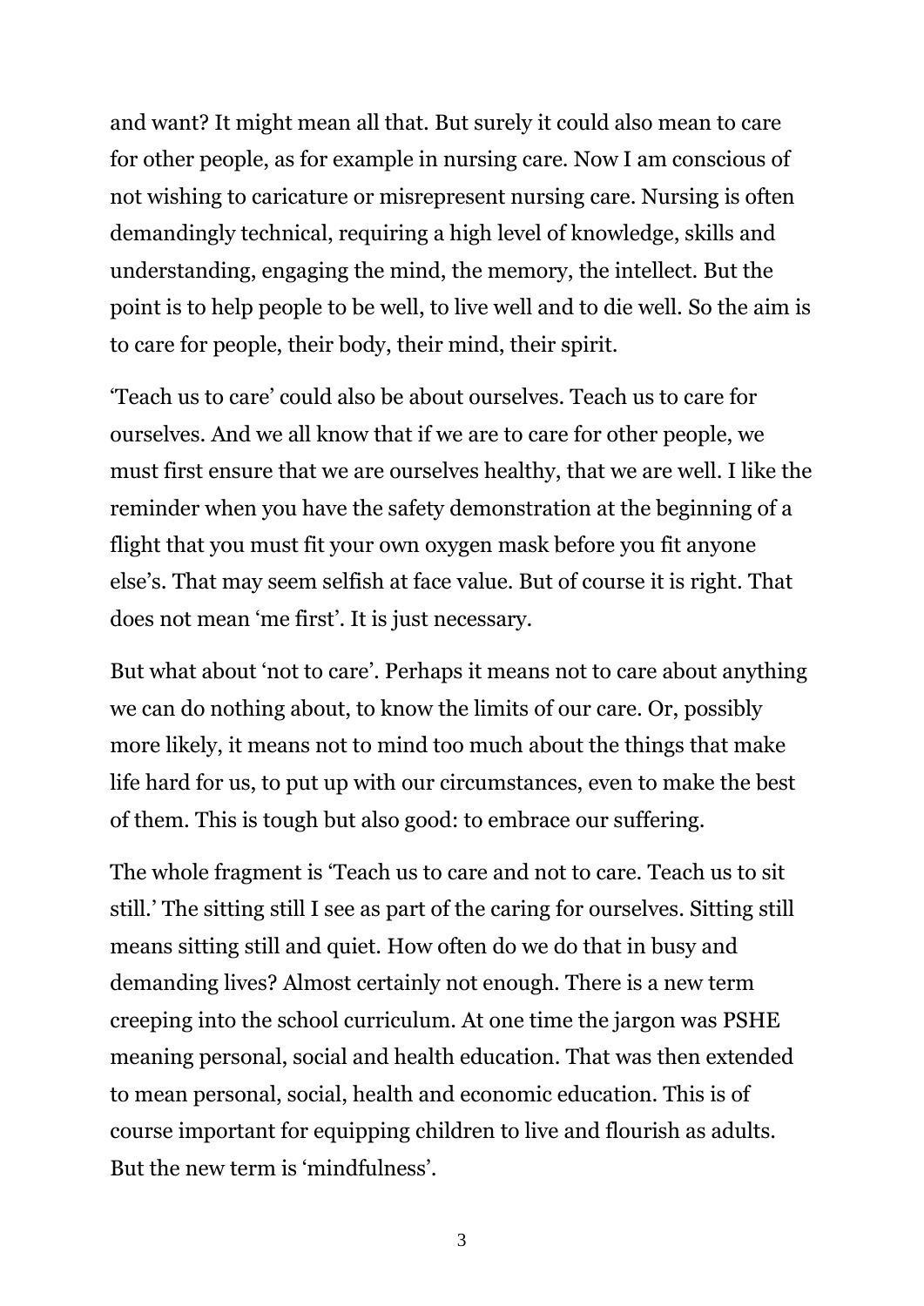and want? It might mean all that. But surely it could also mean to care for other people, as for example in nursing care. Now I am conscious of not wishing to caricature or misrepresent nursing care. Nursing is often demandingly technical, requiring a high level of knowledge, skills and understanding, engaging the mind, the memory, the intellect. But the point is to help people to be well, to live well and to die well. So the aim is to care for people, their body, their mind, their spirit.

'Teach us to care' could also be about ourselves. Teach us to care for ourselves. And we all know that if we are to care for other people, we must first ensure that we are ourselves healthy, that we are well. I like the reminder when you have the safety demonstration at the beginning of a flight that you must fit your own oxygen mask before you fit anyone else's. That may seem selfish at face value. But of course it is right. That does not mean 'me first'. It is just necessary.

But what about 'not to care'. Perhaps it means not to care about anything we can do nothing about, to know the limits of our care. Or, possibly more likely, it means not to mind too much about the things that make life hard for us, to put up with our circumstances, even to make the best of them. This is tough but also good: to embrace our suffering.

The whole fragment is 'Teach us to care and not to care. Teach us to sit still.' The sitting still I see as part of the caring for ourselves. Sitting still means sitting still and quiet. How often do we do that in busy and demanding lives? Almost certainly not enough. There is a new term creeping into the school curriculum. At one time the jargon was PSHE meaning personal, social and health education. That was then extended to mean personal, social, health and economic education. This is of course important for equipping children to live and flourish as adults. But the new term is 'mindfulness'.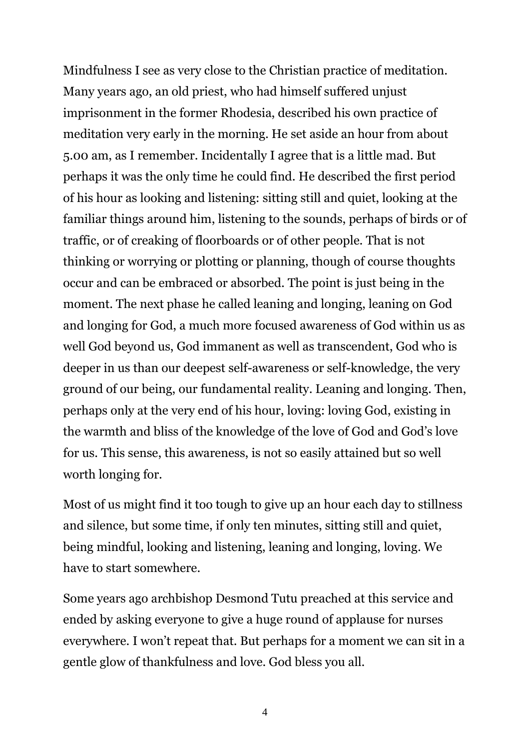Mindfulness I see as very close to the Christian practice of meditation. Many years ago, an old priest, who had himself suffered unjust imprisonment in the former Rhodesia, described his own practice of meditation very early in the morning. He set aside an hour from about 5.00 am, as I remember. Incidentally I agree that is a little mad. But perhaps it was the only time he could find. He described the first period of his hour as looking and listening: sitting still and quiet, looking at the familiar things around him, listening to the sounds, perhaps of birds or of traffic, or of creaking of floorboards or of other people. That is not thinking or worrying or plotting or planning, though of course thoughts occur and can be embraced or absorbed. The point is just being in the moment. The next phase he called leaning and longing, leaning on God and longing for God, a much more focused awareness of God within us as well God beyond us, God immanent as well as transcendent, God who is deeper in us than our deepest self-awareness or self-knowledge, the very ground of our being, our fundamental reality. Leaning and longing. Then, perhaps only at the very end of his hour, loving: loving God, existing in the warmth and bliss of the knowledge of the love of God and God's love for us. This sense, this awareness, is not so easily attained but so well worth longing for.

Most of us might find it too tough to give up an hour each day to stillness and silence, but some time, if only ten minutes, sitting still and quiet, being mindful, looking and listening, leaning and longing, loving. We have to start somewhere.

Some years ago archbishop Desmond Tutu preached at this service and ended by asking everyone to give a huge round of applause for nurses everywhere. I won't repeat that. But perhaps for a moment we can sit in a gentle glow of thankfulness and love. God bless you all.